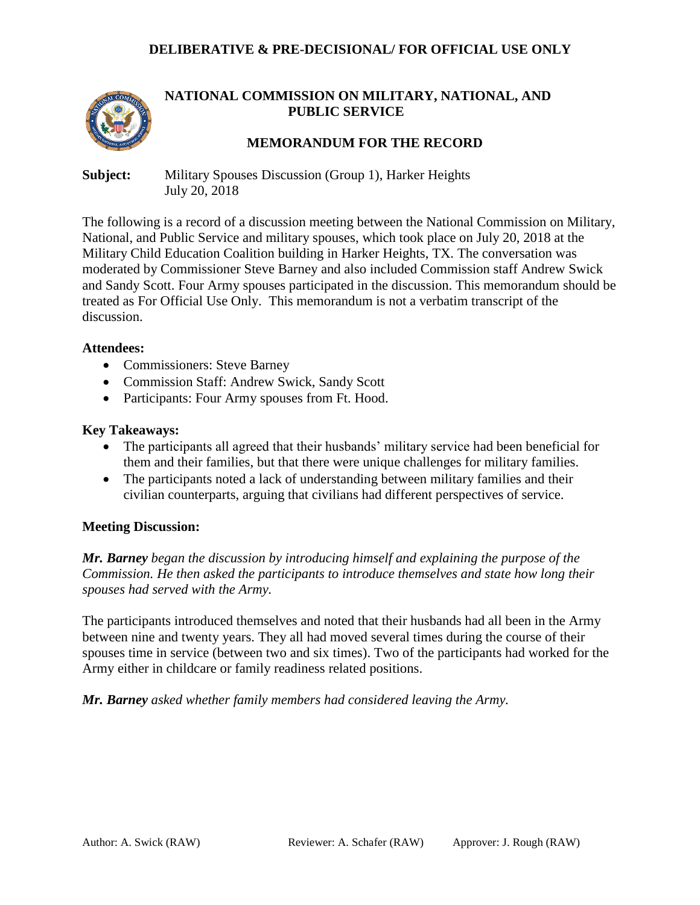DELIBERATIVE & PRE-DECISIONAL/ FOR OFFICIAL USE ONLY

# NATIONAL COMMISSION ON MILITARY, NATIONAL, AND PUBLIC SERVICE

## MEMORANDUM FOR THE RECORD

**Subject:** Military Spouses Discussion (Group 1), Harker Heights
July 20, 2018

The following is a record of a discussion meeting between the National Commission on Military, National, and Public Service and military spouses, which took place on July 20, 2018 at the Military Child Education Coalition building in Harker Heights, TX. The conversation was moderated by Commissioner Steve Barney and also included Commission staff Andrew Swick and Sandy Scott. Four Army spouses participated in the discussion. This memorandum should be treated as For Official Use Only. This memorandum is not a verbatim transcript of the discussion.

**Attendees:**

- Commissioners: Steve Barney
- Commission Staff: Andrew Swick, Sandy Scott
- Participants: Four Army spouses from Ft. Hood.

**Key Takeaways:**

- The participants all agreed that their husbands' military service had been beneficial for them and their families, but that there were unique challenges for military families.
- The participants noted a lack of understanding between military families and their civilian counterparts, arguing that civilians had different perspectives of service.

**Meeting Discussion:**

***Mr. Barney*** *began the discussion by introducing himself and explaining the purpose of the Commission. He then asked the participants to introduce themselves and state how long their spouses had served with the Army.*

The participants introduced themselves and noted that their husbands had all been in the Army between nine and twenty years. They all had moved several times during the course of their spouses time in service (between two and six times). Two of the participants had worked for the Army either in childcare or family readiness related positions.

***Mr. Barney*** *asked whether family members had considered leaving the Army.*

Author: A. Swick (RAW) Reviewer: A. Schafer (RAW) Approver: J. Rough (RAW)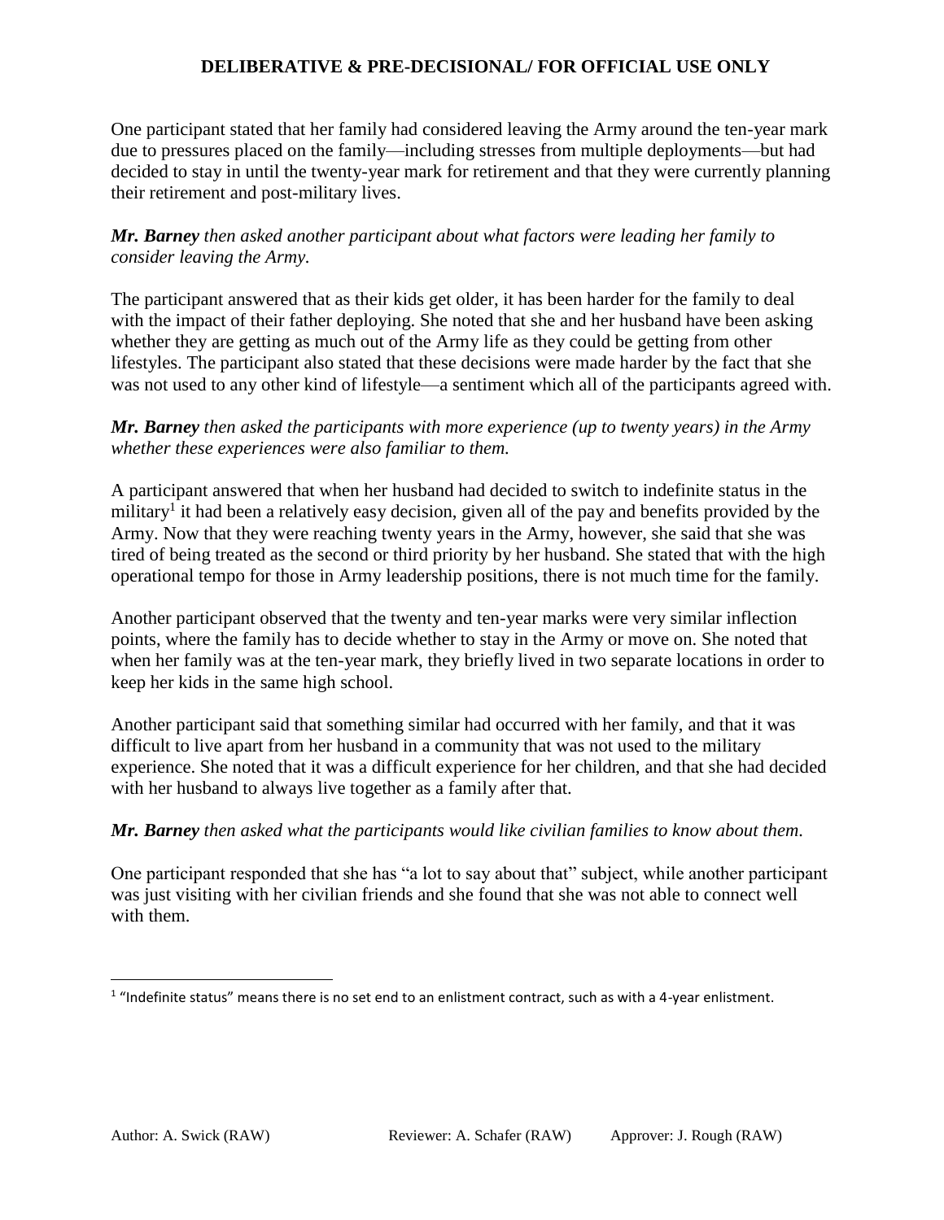One participant stated that her family had considered leaving the Army around the ten-year mark due to pressures placed on the family—including stresses from multiple deployments—but had decided to stay in until the twenty-year mark for retirement and that they were currently planning their retirement and post-military lives.

***Mr. Barney** then asked another participant about what factors were leading her family to consider leaving the Army.*

The participant answered that as their kids get older, it has been harder for the family to deal with the impact of their father deploying. She noted that she and her husband have been asking whether they are getting as much out of the Army life as they could be getting from other lifestyles. The participant also stated that these decisions were made harder by the fact that she was not used to any other kind of lifestyle—a sentiment which all of the participants agreed with.

***Mr. Barney** then asked the participants with more experience (up to twenty years) in the Army whether these experiences were also familiar to them.*

A participant answered that when her husband had decided to switch to indefinite status in the military[1] it had been a relatively easy decision, given all of the pay and benefits provided by the Army. Now that they were reaching twenty years in the Army, however, she said that she was tired of being treated as the second or third priority by her husband. She stated that with the high operational tempo for those in Army leadership positions, there is not much time for the family.

Another participant observed that the twenty and ten-year marks were very similar inflection points, where the family has to decide whether to stay in the Army or move on. She noted that when her family was at the ten-year mark, they briefly lived in two separate locations in order to keep her kids in the same high school.

Another participant said that something similar had occurred with her family, and that it was difficult to live apart from her husband in a community that was not used to the military experience. She noted that it was a difficult experience for her children, and that she had decided with her husband to always live together as a family after that.

***Mr. Barney** then asked what the participants would like civilian families to know about them.*

One participant responded that she has "a lot to say about that" subject, while another participant was just visiting with her civilian friends and she found that she was not able to connect well with them.

---

[1] "Indefinite status" means there is no set end to an enlistment contract, such as with a 4-year enlistment.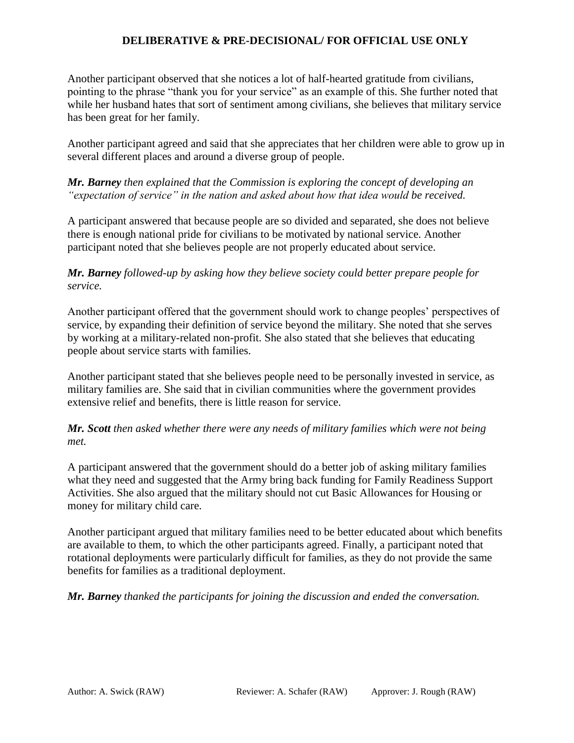Another participant observed that she notices a lot of half-hearted gratitude from civilians, pointing to the phrase "thank you for your service" as an example of this. She further noted that while her husband hates that sort of sentiment among civilians, she believes that military service has been great for her family.

Another participant agreed and said that she appreciates that her children were able to grow up in several different places and around a diverse group of people.

***Mr. Barney*** *then explained that the Commission is exploring the concept of developing an "expectation of service" in the nation and asked about how that idea would be received.*

A participant answered that because people are so divided and separated, she does not believe there is enough national pride for civilians to be motivated by national service. Another participant noted that she believes people are not properly educated about service.

***Mr. Barney*** *followed-up by asking how they believe society could better prepare people for service.*

Another participant offered that the government should work to change peoples' perspectives of service, by expanding their definition of service beyond the military. She noted that she serves by working at a military-related non-profit. She also stated that she believes that educating people about service starts with families.

Another participant stated that she believes people need to be personally invested in service, as military families are. She said that in civilian communities where the government provides extensive relief and benefits, there is little reason for service.

***Mr. Scott*** *then asked whether there were any needs of military families which were not being met.*

A participant answered that the government should do a better job of asking military families what they need and suggested that the Army bring back funding for Family Readiness Support Activities. She also argued that the military should not cut Basic Allowances for Housing or money for military child care.

Another participant argued that military families need to be better educated about which benefits are available to them, to which the other participants agreed. Finally, a participant noted that rotational deployments were particularly difficult for families, as they do not provide the same benefits for families as a traditional deployment.

***Mr. Barney*** *thanked the participants for joining the discussion and ended the conversation.*

Author: A. Swick (RAW) Reviewer: A. Schafer (RAW) Approver: J. Rough (RAW)